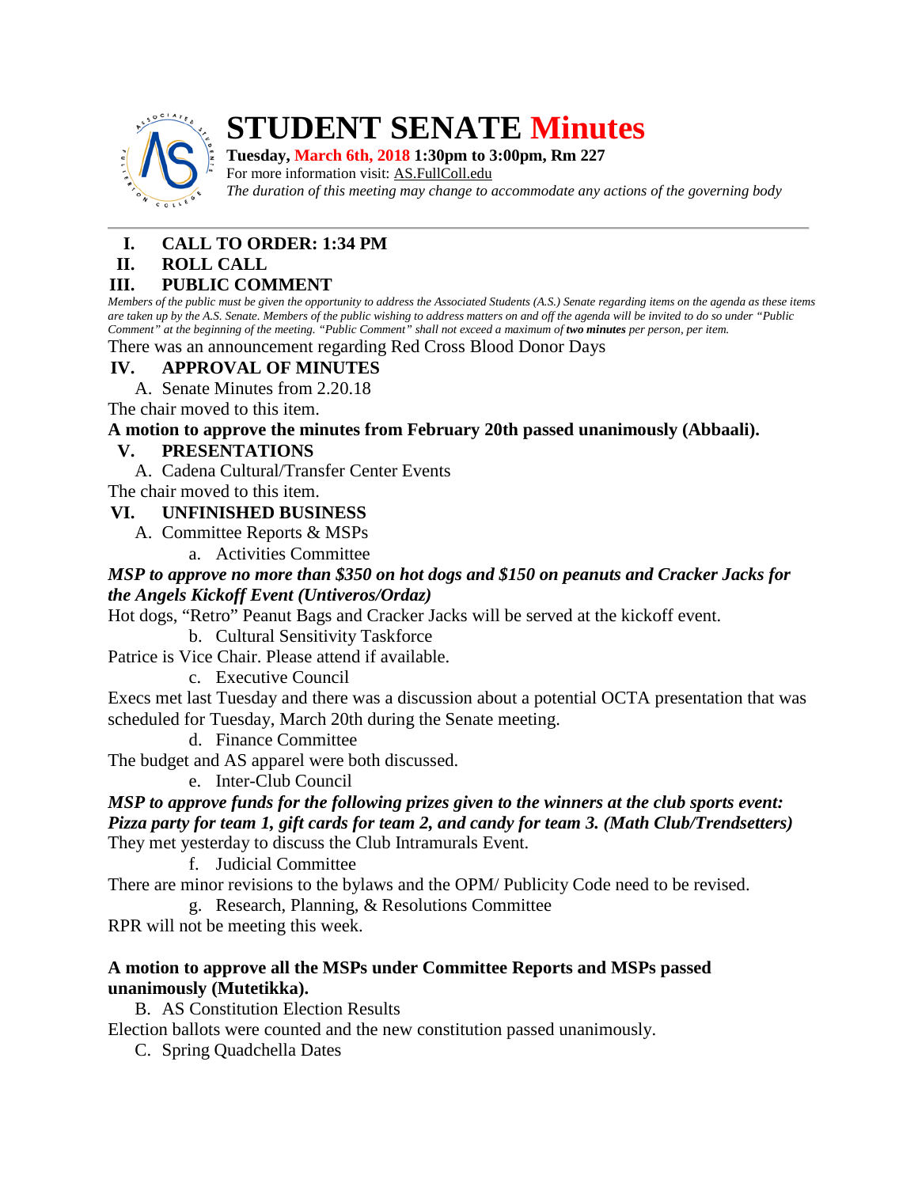# STUDENT SENATE Minutes

**Tuesday, March 6th, 2018 1:30pm to 3:00pm, Rm 227**

For more information visit: AS.FullColl.edu

*The duration of this meeting may change to accommodate any actions of the governing body*

---

## I. CALL TO ORDER: 1:34 PM

## II. ROLL CALL

## III. PUBLIC COMMENT

*Members of the public must be given the opportunity to address the Associated Students (A.S.) Senate regarding items on the agenda as these items are taken up by the A.S. Senate. Members of the public wishing to address matters on and off the agenda will be invited to do so under "Public Comment" at the beginning of the meeting. "Public Comment" shall not exceed a maximum of **two minutes** per person, per item.*

There was an announcement regarding Red Cross Blood Donor Days

## IV. APPROVAL OF MINUTES

A. Senate Minutes from 2.20.18

The chair moved to this item.

**A motion to approve the minutes from February 20th passed unanimously (Abbaali).**

## V. PRESENTATIONS

A. Cadena Cultural/Transfer Center Events

The chair moved to this item.

## VI. UNFINISHED BUSINESS

A. Committee Reports & MSPs

a. Activities Committee

***MSP to approve no more than $350 on hot dogs and $150 on peanuts and Cracker Jacks for the Angels Kickoff Event (Untiveros/Ordaz)***

Hot dogs, "Retro" Peanut Bags and Cracker Jacks will be served at the kickoff event.

b. Cultural Sensitivity Taskforce

Patrice is Vice Chair. Please attend if available.

c. Executive Council

Execs met last Tuesday and there was a discussion about a potential OCTA presentation that was scheduled for Tuesday, March 20th during the Senate meeting.

d. Finance Committee

The budget and AS apparel were both discussed.

e. Inter-Club Council

***MSP to approve funds for the following prizes given to the winners at the club sports event: Pizza party for team 1, gift cards for team 2, and candy for team 3. (Math Club/Trendsetters)***

They met yesterday to discuss the Club Intramurals Event.

f. Judicial Committee

There are minor revisions to the bylaws and the OPM/ Publicity Code need to be revised.

g. Research, Planning, & Resolutions Committee

RPR will not be meeting this week.

**A motion to approve all the MSPs under Committee Reports and MSPs passed unanimously (Mutetikka).**

B. AS Constitution Election Results

Election ballots were counted and the new constitution passed unanimously.

C. Spring Quadchella Dates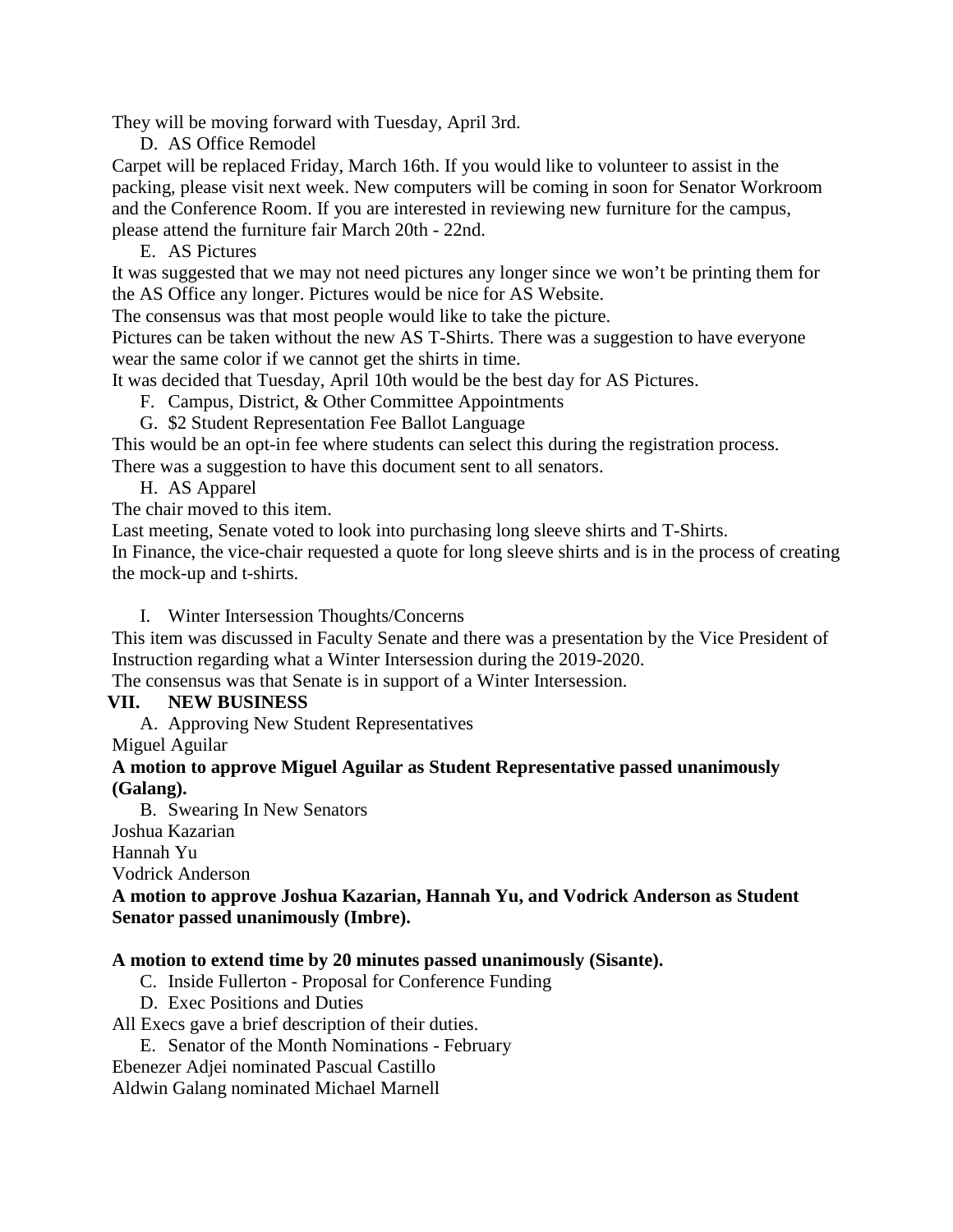They will be moving forward with Tuesday, April 3rd.

D. AS Office Remodel

Carpet will be replaced Friday, March 16th. If you would like to volunteer to assist in the packing, please visit next week. New computers will be coming in soon for Senator Workroom and the Conference Room. If you are interested in reviewing new furniture for the campus, please attend the furniture fair March 20th - 22nd.

E. AS Pictures

It was suggested that we may not need pictures any longer since we won't be printing them for the AS Office any longer. Pictures would be nice for AS Website.

The consensus was that most people would like to take the picture.

Pictures can be taken without the new AS T-Shirts. There was a suggestion to have everyone wear the same color if we cannot get the shirts in time.

It was decided that Tuesday, April 10th would be the best day for AS Pictures.

F. Campus, District, & Other Committee Appointments

G. $2 Student Representation Fee Ballot Language

This would be an opt-in fee where students can select this during the registration process. There was a suggestion to have this document sent to all senators.

H. AS Apparel

The chair moved to this item.

Last meeting, Senate voted to look into purchasing long sleeve shirts and T-Shirts.

In Finance, the vice-chair requested a quote for long sleeve shirts and is in the process of creating the mock-up and t-shirts.

I. Winter Intersession Thoughts/Concerns

This item was discussed in Faculty Senate and there was a presentation by the Vice President of Instruction regarding what a Winter Intersession during the 2019-2020.

The consensus was that Senate is in support of a Winter Intersession.

## VII. NEW BUSINESS

A. Approving New Student Representatives

Miguel Aguilar

**A motion to approve Miguel Aguilar as Student Representative passed unanimously (Galang).**

B. Swearing In New Senators

Joshua Kazarian

Hannah Yu

Vodrick Anderson

**A motion to approve Joshua Kazarian, Hannah Yu, and Vodrick Anderson as Student Senator passed unanimously (Imbre).**

**A motion to extend time by 20 minutes passed unanimously (Sisante).**

C. Inside Fullerton - Proposal for Conference Funding

D. Exec Positions and Duties

All Execs gave a brief description of their duties.

E. Senator of the Month Nominations - February

Ebenezer Adjei nominated Pascual Castillo

Aldwin Galang nominated Michael Marnell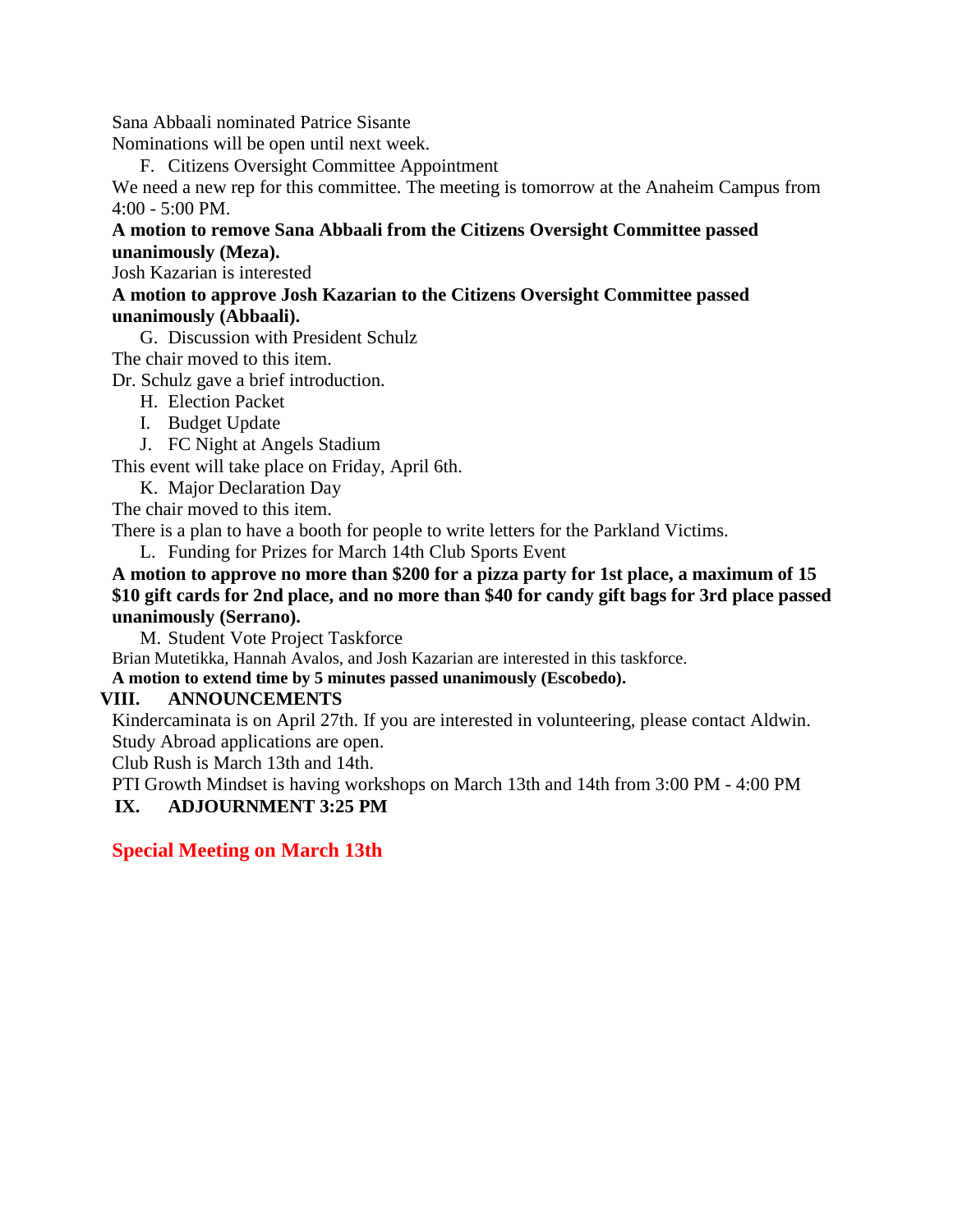Sana Abbaali nominated Patrice Sisante
Nominations will be open until next week.

F. Citizens Oversight Committee Appointment

We need a new rep for this committee. The meeting is tomorrow at the Anaheim Campus from 4:00 - 5:00 PM.

**A motion to remove Sana Abbaali from the Citizens Oversight Committee passed unanimously (Meza).**

Josh Kazarian is interested

**A motion to approve Josh Kazarian to the Citizens Oversight Committee passed unanimously (Abbaali).**

G. Discussion with President Schulz

The chair moved to this item.
Dr. Schulz gave a brief introduction.

H. Election Packet

I. Budget Update

J. FC Night at Angels Stadium

This event will take place on Friday, April 6th.

K. Major Declaration Day

The chair moved to this item.
There is a plan to have a booth for people to write letters for the Parkland Victims.

L. Funding for Prizes for March 14th Club Sports Event

**A motion to approve no more than $200 for a pizza party for 1st place, a maximum of 15 $10 gift cards for 2nd place, and no more than $40 for candy gift bags for 3rd place passed unanimously (Serrano).**

M. Student Vote Project Taskforce

Brian Mutetikka, Hannah Avalos, and Josh Kazarian are interested in this taskforce.

**A motion to extend time by 5 minutes passed unanimously (Escobedo).**

## VIII. ANNOUNCEMENTS

Kindercaminata is on April 27th. If you are interested in volunteering, please contact Aldwin.
Study Abroad applications are open.
Club Rush is March 13th and 14th.
PTI Growth Mindset is having workshops on March 13th and 14th from 3:00 PM - 4:00 PM

## IX. ADJOURNMENT 3:25 PM

**Special Meeting on March 13th**